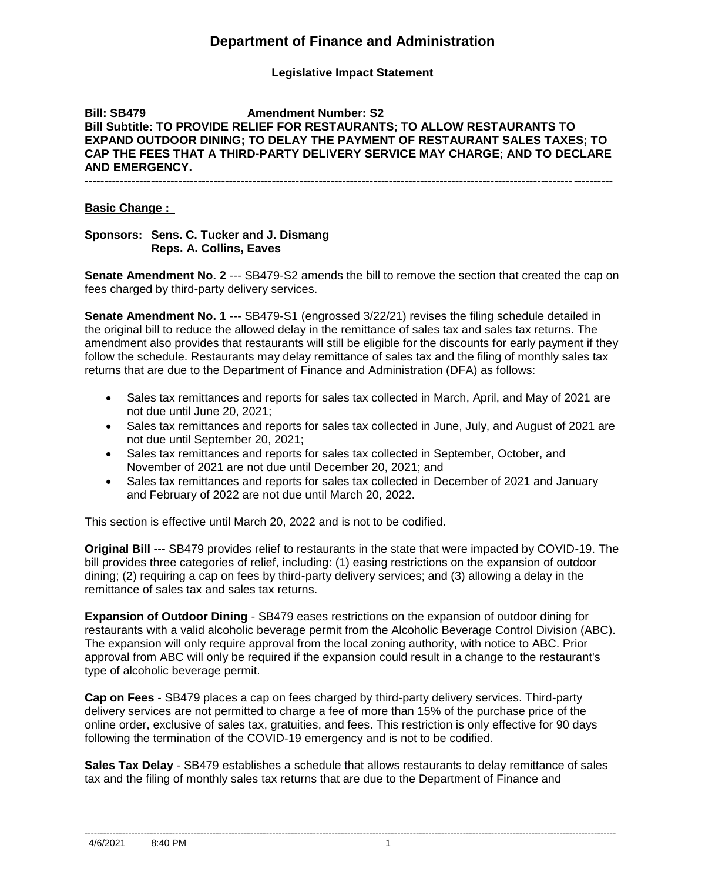# Department of Finance and Administration

**Legislative Impact Statement**

**Bill: SB479 Amendment Number: S2**
**Bill Subtitle: TO PROVIDE RELIEF FOR RESTAURANTS; TO ALLOW RESTAURANTS TO EXPAND OUTDOOR DINING; TO DELAY THE PAYMENT OF RESTAURANT SALES TAXES; TO CAP THE FEES THAT A THIRD-PARTY DELIVERY SERVICE MAY CHARGE; AND TO DECLARE AND EMERGENCY.**

---

**Basic Change :**

**Sponsors: Sens. C. Tucker and J. Dismang**
**Reps. A. Collins, Eaves**

**Senate Amendment No. 2** --- SB479-S2 amends the bill to remove the section that created the cap on fees charged by third-party delivery services.

**Senate Amendment No. 1** --- SB479-S1 (engrossed 3/22/21) revises the filing schedule detailed in the original bill to reduce the allowed delay in the remittance of sales tax and sales tax returns. The amendment also provides that restaurants will still be eligible for the discounts for early payment if they follow the schedule. Restaurants may delay remittance of sales tax and the filing of monthly sales tax returns that are due to the Department of Finance and Administration (DFA) as follows:

- Sales tax remittances and reports for sales tax collected in March, April, and May of 2021 are not due until June 20, 2021;
- Sales tax remittances and reports for sales tax collected in June, July, and August of 2021 are not due until September 20, 2021;
- Sales tax remittances and reports for sales tax collected in September, October, and November of 2021 are not due until December 20, 2021; and
- Sales tax remittances and reports for sales tax collected in December of 2021 and January and February of 2022 are not due until March 20, 2022.

This section is effective until March 20, 2022 and is not to be codified.

**Original Bill** --- SB479 provides relief to restaurants in the state that were impacted by COVID-19. The bill provides three categories of relief, including: (1) easing restrictions on the expansion of outdoor dining; (2) requiring a cap on fees by third-party delivery services; and (3) allowing a delay in the remittance of sales tax and sales tax returns.

**Expansion of Outdoor Dining** - SB479 eases restrictions on the expansion of outdoor dining for restaurants with a valid alcoholic beverage permit from the Alcoholic Beverage Control Division (ABC). The expansion will only require approval from the local zoning authority, with notice to ABC. Prior approval from ABC will only be required if the expansion could result in a change to the restaurant's type of alcoholic beverage permit.

**Cap on Fees** - SB479 places a cap on fees charged by third-party delivery services. Third-party delivery services are not permitted to charge a fee of more than 15% of the purchase price of the online order, exclusive of sales tax, gratuities, and fees. This restriction is only effective for 90 days following the termination of the COVID-19 emergency and is not to be codified.

**Sales Tax Delay** - SB479 establishes a schedule that allows restaurants to delay remittance of sales tax and the filing of monthly sales tax returns that are due to the Department of Finance and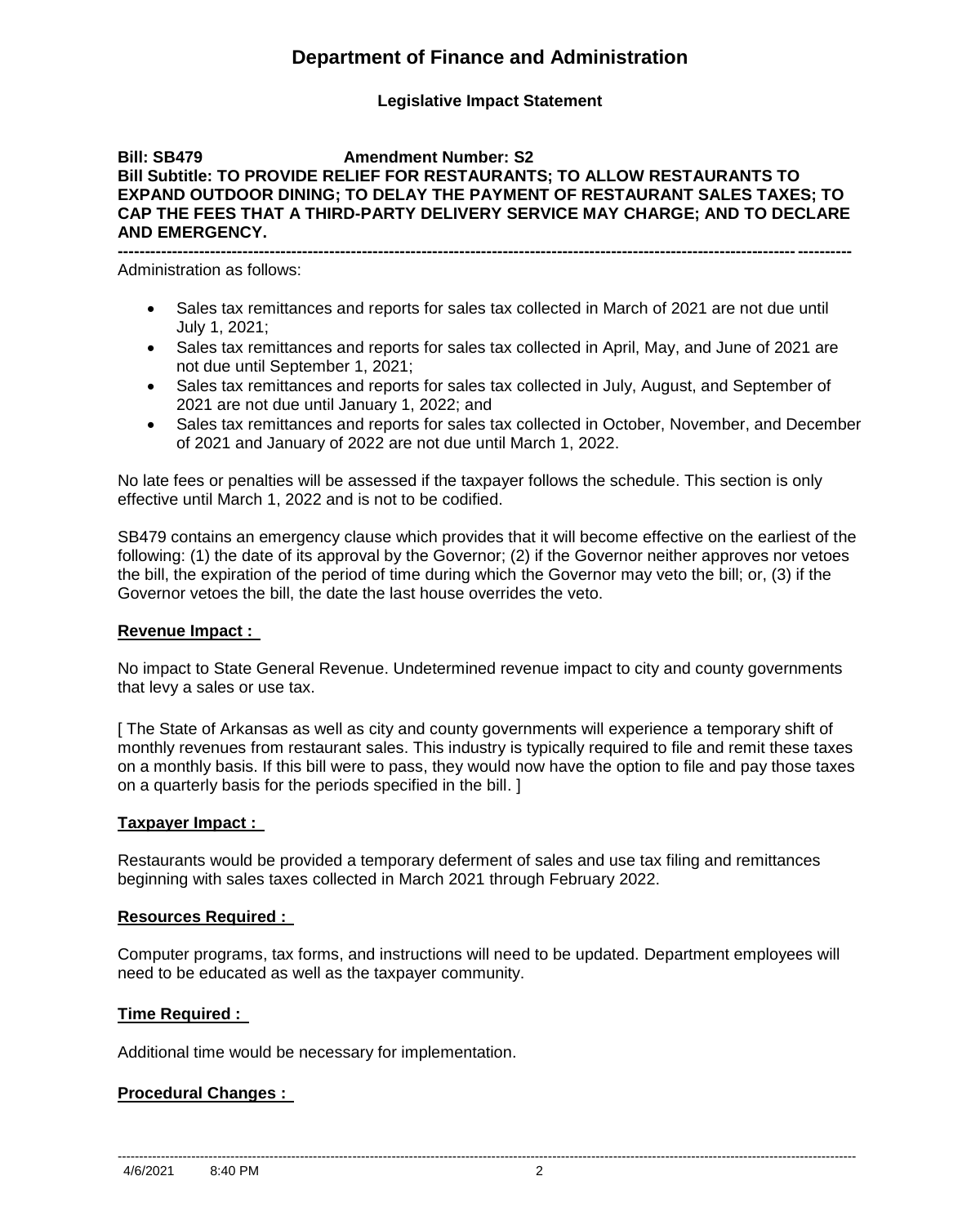# Department of Finance and Administration

**Legislative Impact Statement**

**Bill: SB479 Amendment Number: S2**

**Bill Subtitle: TO PROVIDE RELIEF FOR RESTAURANTS; TO ALLOW RESTAURANTS TO EXPAND OUTDOOR DINING; TO DELAY THE PAYMENT OF RESTAURANT SALES TAXES; TO CAP THE FEES THAT A THIRD-PARTY DELIVERY SERVICE MAY CHARGE; AND TO DECLARE AND EMERGENCY.**

---

Administration as follows:

- Sales tax remittances and reports for sales tax collected in March of 2021 are not due until July 1, 2021;
- Sales tax remittances and reports for sales tax collected in April, May, and June of 2021 are not due until September 1, 2021;
- Sales tax remittances and reports for sales tax collected in July, August, and September of 2021 are not due until January 1, 2022; and
- Sales tax remittances and reports for sales tax collected in October, November, and December of 2021 and January of 2022 are not due until March 1, 2022.

No late fees or penalties will be assessed if the taxpayer follows the schedule. This section is only effective until March 1, 2022 and is not to be codified.

SB479 contains an emergency clause which provides that it will become effective on the earliest of the following: (1) the date of its approval by the Governor; (2) if the Governor neither approves nor vetoes the bill, the expiration of the period of time during which the Governor may veto the bill; or, (3) if the Governor vetoes the bill, the date the last house overrides the veto.

**Revenue Impact :**

No impact to State General Revenue. Undetermined revenue impact to city and county governments that levy a sales or use tax.

[ The State of Arkansas as well as city and county governments will experience a temporary shift of monthly revenues from restaurant sales. This industry is typically required to file and remit these taxes on a monthly basis. If this bill were to pass, they would now have the option to file and pay those taxes on a quarterly basis for the periods specified in the bill. ]

**Taxpayer Impact :**

Restaurants would be provided a temporary deferment of sales and use tax filing and remittances beginning with sales taxes collected in March 2021 through February 2022.

**Resources Required :**

Computer programs, tax forms, and instructions will need to be updated. Department employees will need to be educated as well as the taxpayer community.

**Time Required :**

Additional time would be necessary for implementation.

**Procedural Changes :**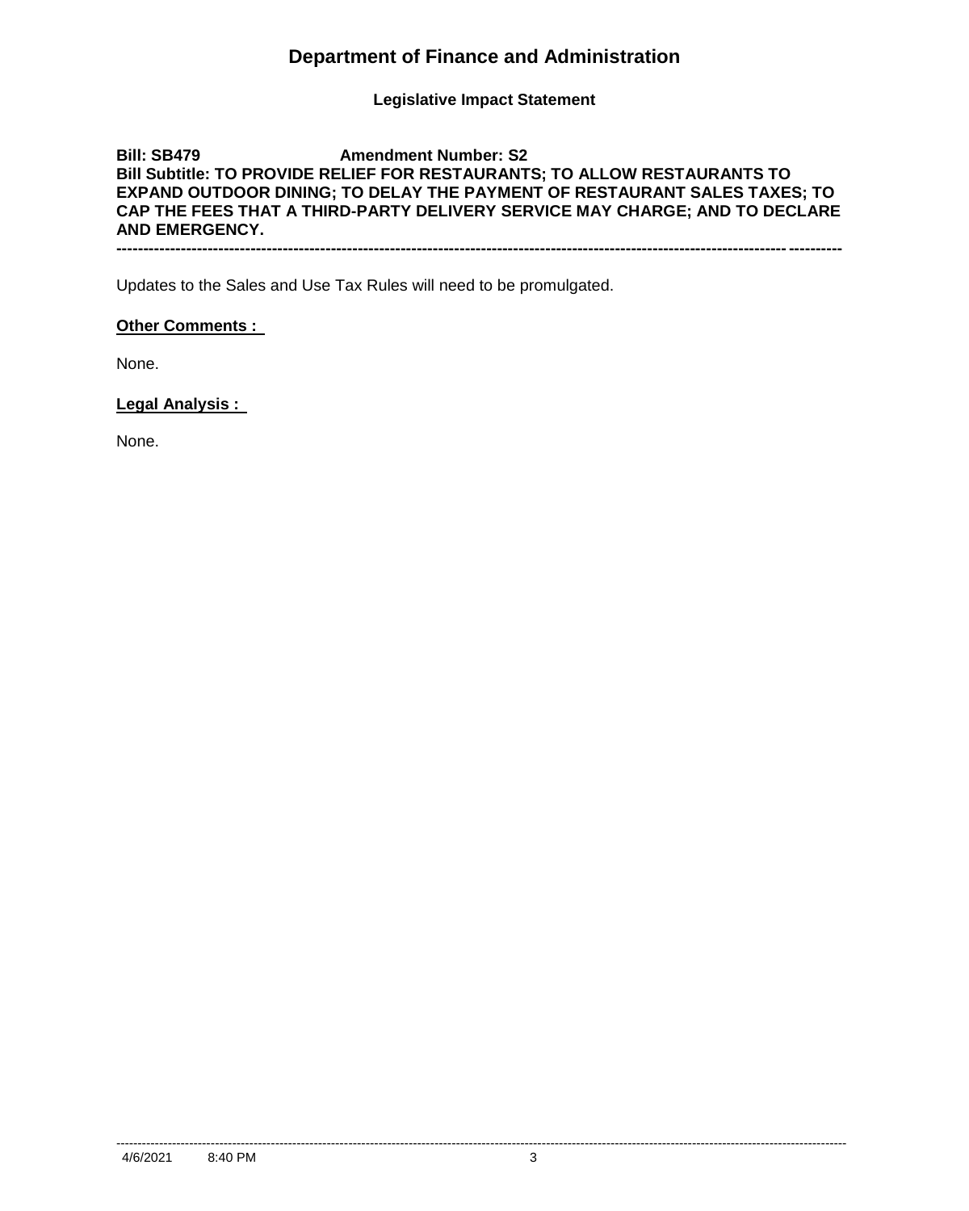# Department of Finance and Administration

**Legislative Impact Statement**

**Bill: SB479** **Amendment Number: S2**
**Bill Subtitle: TO PROVIDE RELIEF FOR RESTAURANTS; TO ALLOW RESTAURANTS TO EXPAND OUTDOOR DINING; TO DELAY THE PAYMENT OF RESTAURANT SALES TAXES; TO CAP THE FEES THAT A THIRD-PARTY DELIVERY SERVICE MAY CHARGE; AND TO DECLARE AND EMERGENCY.**

---

Updates to the Sales and Use Tax Rules will need to be promulgated.

**Other Comments :**

None.

**Legal Analysis :**

None.